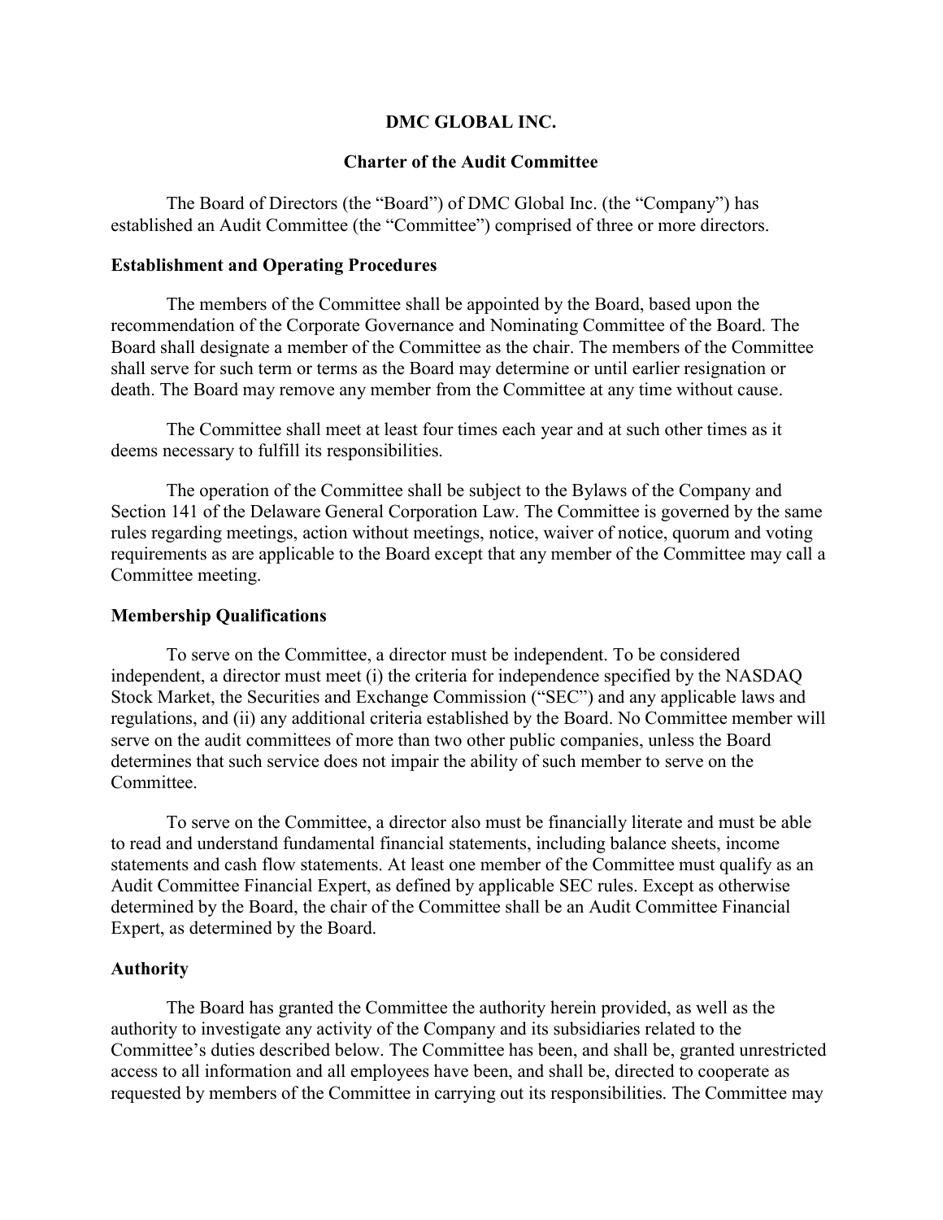# DMC GLOBAL INC.

## Charter of the Audit Committee

The Board of Directors (the "Board") of DMC Global Inc. (the "Company") has established an Audit Committee (the "Committee") comprised of three or more directors.

### Establishment and Operating Procedures

The members of the Committee shall be appointed by the Board, based upon the recommendation of the Corporate Governance and Nominating Committee of the Board. The Board shall designate a member of the Committee as the chair. The members of the Committee shall serve for such term or terms as the Board may determine or until earlier resignation or death. The Board may remove any member from the Committee at any time without cause.

The Committee shall meet at least four times each year and at such other times as it deems necessary to fulfill its responsibilities.

The operation of the Committee shall be subject to the Bylaws of the Company and Section 141 of the Delaware General Corporation Law. The Committee is governed by the same rules regarding meetings, action without meetings, notice, waiver of notice, quorum and voting requirements as are applicable to the Board except that any member of the Committee may call a Committee meeting.

### Membership Qualifications

To serve on the Committee, a director must be independent. To be considered independent, a director must meet (i) the criteria for independence specified by the NASDAQ Stock Market, the Securities and Exchange Commission ("SEC") and any applicable laws and regulations, and (ii) any additional criteria established by the Board. No Committee member will serve on the audit committees of more than two other public companies, unless the Board determines that such service does not impair the ability of such member to serve on the Committee.

To serve on the Committee, a director also must be financially literate and must be able to read and understand fundamental financial statements, including balance sheets, income statements and cash flow statements. At least one member of the Committee must qualify as an Audit Committee Financial Expert, as defined by applicable SEC rules. Except as otherwise determined by the Board, the chair of the Committee shall be an Audit Committee Financial Expert, as determined by the Board.

### Authority

The Board has granted the Committee the authority herein provided, as well as the authority to investigate any activity of the Company and its subsidiaries related to the Committee's duties described below. The Committee has been, and shall be, granted unrestricted access to all information and all employees have been, and shall be, directed to cooperate as requested by members of the Committee in carrying out its responsibilities. The Committee may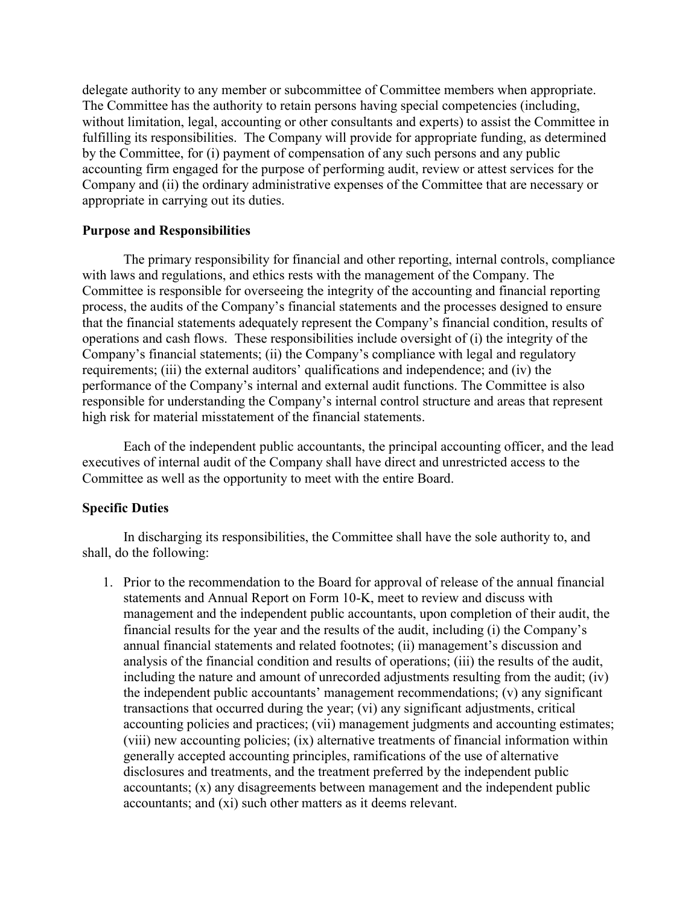delegate authority to any member or subcommittee of Committee members when appropriate. The Committee has the authority to retain persons having special competencies (including, without limitation, legal, accounting or other consultants and experts) to assist the Committee in fulfilling its responsibilities. The Company will provide for appropriate funding, as determined by the Committee, for (i) payment of compensation of any such persons and any public accounting firm engaged for the purpose of performing audit, review or attest services for the Company and (ii) the ordinary administrative expenses of the Committee that are necessary or appropriate in carrying out its duties.

**Purpose and Responsibilities**

The primary responsibility for financial and other reporting, internal controls, compliance with laws and regulations, and ethics rests with the management of the Company. The Committee is responsible for overseeing the integrity of the accounting and financial reporting process, the audits of the Company's financial statements and the processes designed to ensure that the financial statements adequately represent the Company's financial condition, results of operations and cash flows. These responsibilities include oversight of (i) the integrity of the Company's financial statements; (ii) the Company's compliance with legal and regulatory requirements; (iii) the external auditors' qualifications and independence; and (iv) the performance of the Company's internal and external audit functions. The Committee is also responsible for understanding the Company's internal control structure and areas that represent high risk for material misstatement of the financial statements.

Each of the independent public accountants, the principal accounting officer, and the lead executives of internal audit of the Company shall have direct and unrestricted access to the Committee as well as the opportunity to meet with the entire Board.

**Specific Duties**

In discharging its responsibilities, the Committee shall have the sole authority to, and shall, do the following:

1. Prior to the recommendation to the Board for approval of release of the annual financial statements and Annual Report on Form 10-K, meet to review and discuss with management and the independent public accountants, upon completion of their audit, the financial results for the year and the results of the audit, including (i) the Company's annual financial statements and related footnotes; (ii) management's discussion and analysis of the financial condition and results of operations; (iii) the results of the audit, including the nature and amount of unrecorded adjustments resulting from the audit; (iv) the independent public accountants' management recommendations; (v) any significant transactions that occurred during the year; (vi) any significant adjustments, critical accounting policies and practices; (vii) management judgments and accounting estimates; (viii) new accounting policies; (ix) alternative treatments of financial information within generally accepted accounting principles, ramifications of the use of alternative disclosures and treatments, and the treatment preferred by the independent public accountants; (x) any disagreements between management and the independent public accountants; and (xi) such other matters as it deems relevant.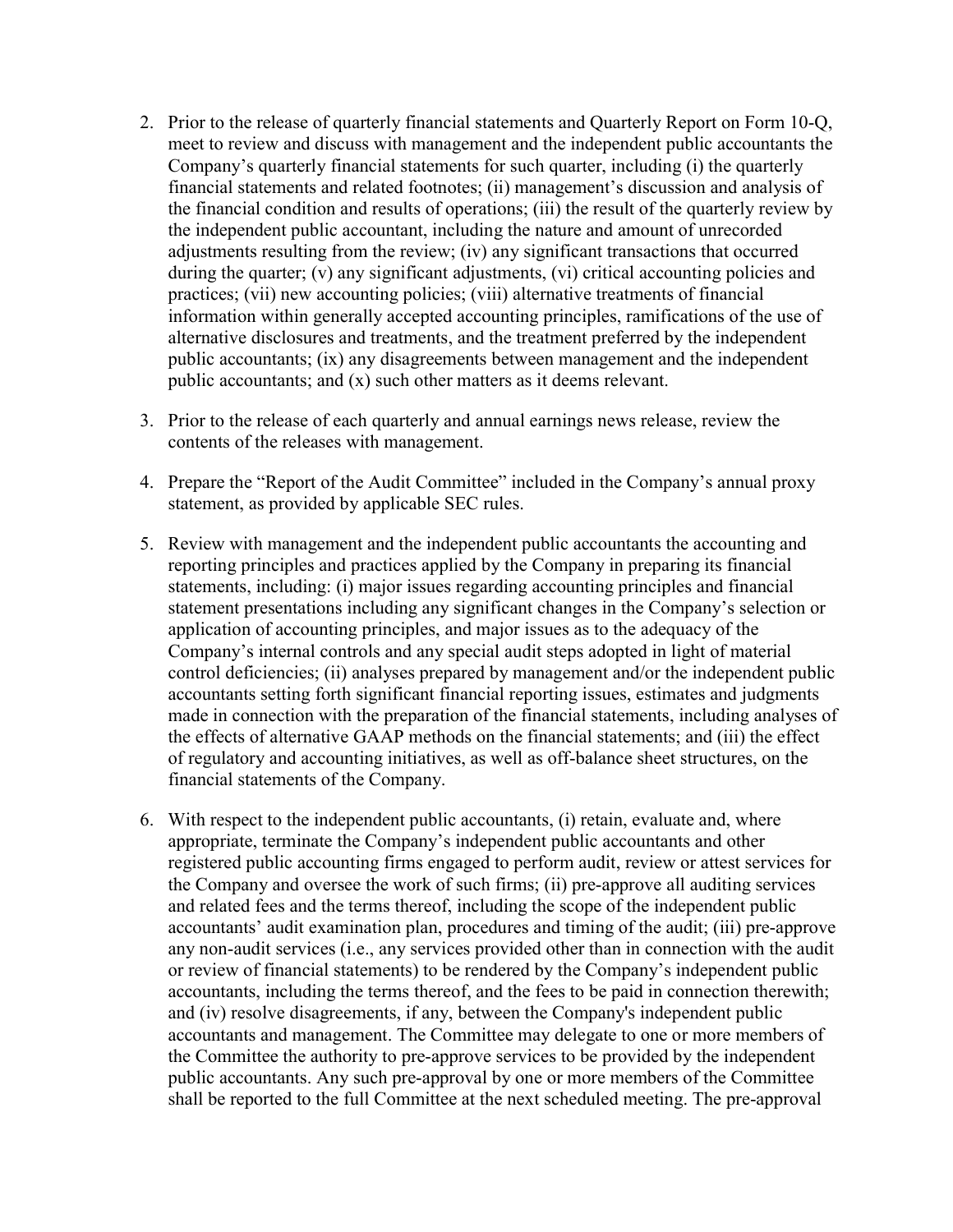2. Prior to the release of quarterly financial statements and Quarterly Report on Form 10-Q, meet to review and discuss with management and the independent public accountants the Company's quarterly financial statements for such quarter, including (i) the quarterly financial statements and related footnotes; (ii) management's discussion and analysis of the financial condition and results of operations; (iii) the result of the quarterly review by the independent public accountant, including the nature and amount of unrecorded adjustments resulting from the review; (iv) any significant transactions that occurred during the quarter; (v) any significant adjustments, (vi) critical accounting policies and practices; (vii) new accounting policies; (viii) alternative treatments of financial information within generally accepted accounting principles, ramifications of the use of alternative disclosures and treatments, and the treatment preferred by the independent public accountants; (ix) any disagreements between management and the independent public accountants; and (x) such other matters as it deems relevant.

3. Prior to the release of each quarterly and annual earnings news release, review the contents of the releases with management.

4. Prepare the "Report of the Audit Committee" included in the Company's annual proxy statement, as provided by applicable SEC rules.

5. Review with management and the independent public accountants the accounting and reporting principles and practices applied by the Company in preparing its financial statements, including: (i) major issues regarding accounting principles and financial statement presentations including any significant changes in the Company's selection or application of accounting principles, and major issues as to the adequacy of the Company's internal controls and any special audit steps adopted in light of material control deficiencies; (ii) analyses prepared by management and/or the independent public accountants setting forth significant financial reporting issues, estimates and judgments made in connection with the preparation of the financial statements, including analyses of the effects of alternative GAAP methods on the financial statements; and (iii) the effect of regulatory and accounting initiatives, as well as off-balance sheet structures, on the financial statements of the Company.

6. With respect to the independent public accountants, (i) retain, evaluate and, where appropriate, terminate the Company's independent public accountants and other registered public accounting firms engaged to perform audit, review or attest services for the Company and oversee the work of such firms; (ii) pre-approve all auditing services and related fees and the terms thereof, including the scope of the independent public accountants' audit examination plan, procedures and timing of the audit; (iii) pre-approve any non-audit services (i.e., any services provided other than in connection with the audit or review of financial statements) to be rendered by the Company's independent public accountants, including the terms thereof, and the fees to be paid in connection therewith; and (iv) resolve disagreements, if any, between the Company's independent public accountants and management. The Committee may delegate to one or more members of the Committee the authority to pre-approve services to be provided by the independent public accountants. Any such pre-approval by one or more members of the Committee shall be reported to the full Committee at the next scheduled meeting. The pre-approval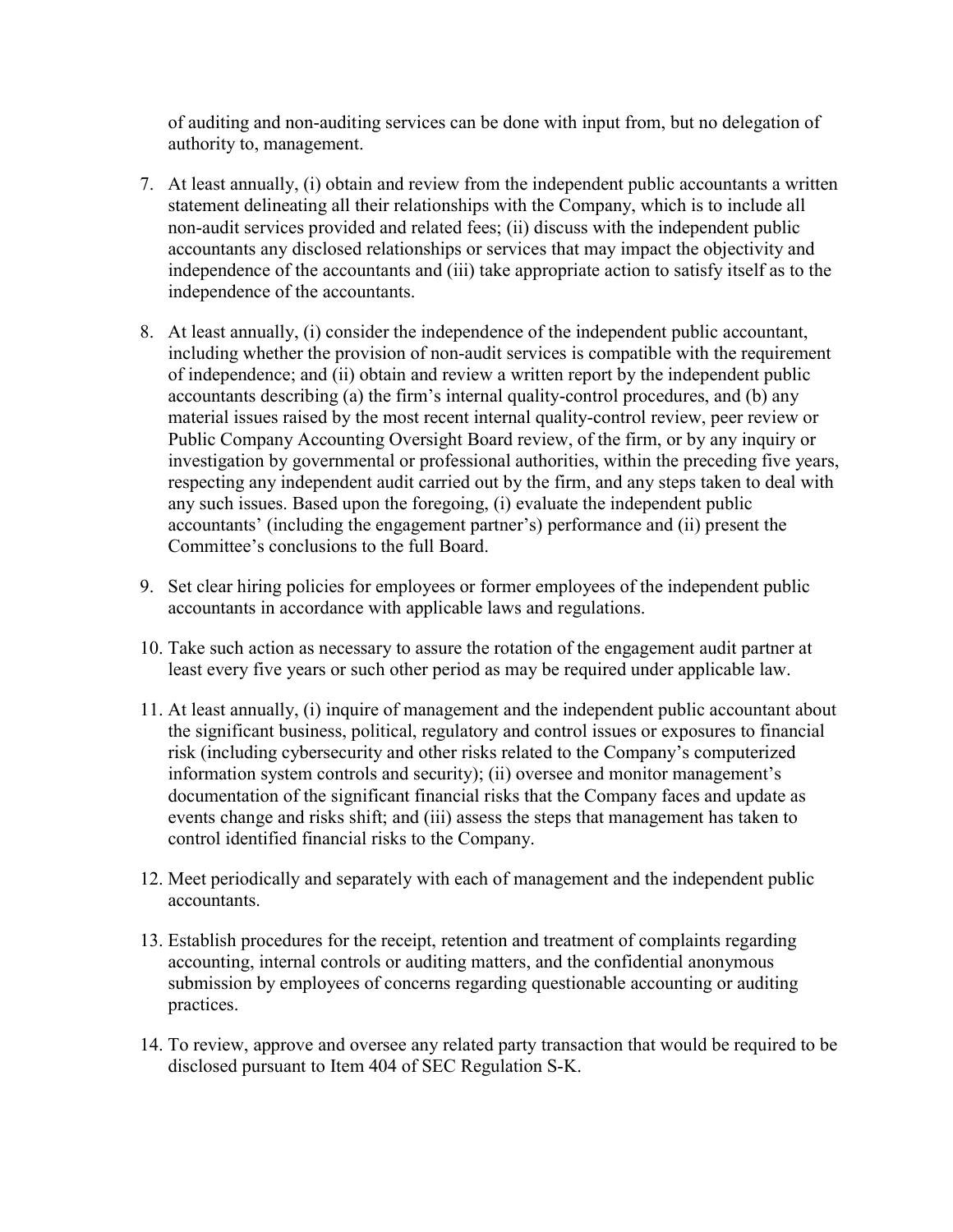of auditing and non-auditing services can be done with input from, but no delegation of authority to, management.

7. At least annually, (i) obtain and review from the independent public accountants a written statement delineating all their relationships with the Company, which is to include all non-audit services provided and related fees; (ii) discuss with the independent public accountants any disclosed relationships or services that may impact the objectivity and independence of the accountants and (iii) take appropriate action to satisfy itself as to the independence of the accountants.

8. At least annually, (i) consider the independence of the independent public accountant, including whether the provision of non-audit services is compatible with the requirement of independence; and (ii) obtain and review a written report by the independent public accountants describing (a) the firm's internal quality-control procedures, and (b) any material issues raised by the most recent internal quality-control review, peer review or Public Company Accounting Oversight Board review, of the firm, or by any inquiry or investigation by governmental or professional authorities, within the preceding five years, respecting any independent audit carried out by the firm, and any steps taken to deal with any such issues. Based upon the foregoing, (i) evaluate the independent public accountants' (including the engagement partner's) performance and (ii) present the Committee's conclusions to the full Board.

9. Set clear hiring policies for employees or former employees of the independent public accountants in accordance with applicable laws and regulations.

10. Take such action as necessary to assure the rotation of the engagement audit partner at least every five years or such other period as may be required under applicable law.

11. At least annually, (i) inquire of management and the independent public accountant about the significant business, political, regulatory and control issues or exposures to financial risk (including cybersecurity and other risks related to the Company's computerized information system controls and security); (ii) oversee and monitor management's documentation of the significant financial risks that the Company faces and update as events change and risks shift; and (iii) assess the steps that management has taken to control identified financial risks to the Company.

12. Meet periodically and separately with each of management and the independent public accountants.

13. Establish procedures for the receipt, retention and treatment of complaints regarding accounting, internal controls or auditing matters, and the confidential anonymous submission by employees of concerns regarding questionable accounting or auditing practices.

14. To review, approve and oversee any related party transaction that would be required to be disclosed pursuant to Item 404 of SEC Regulation S-K.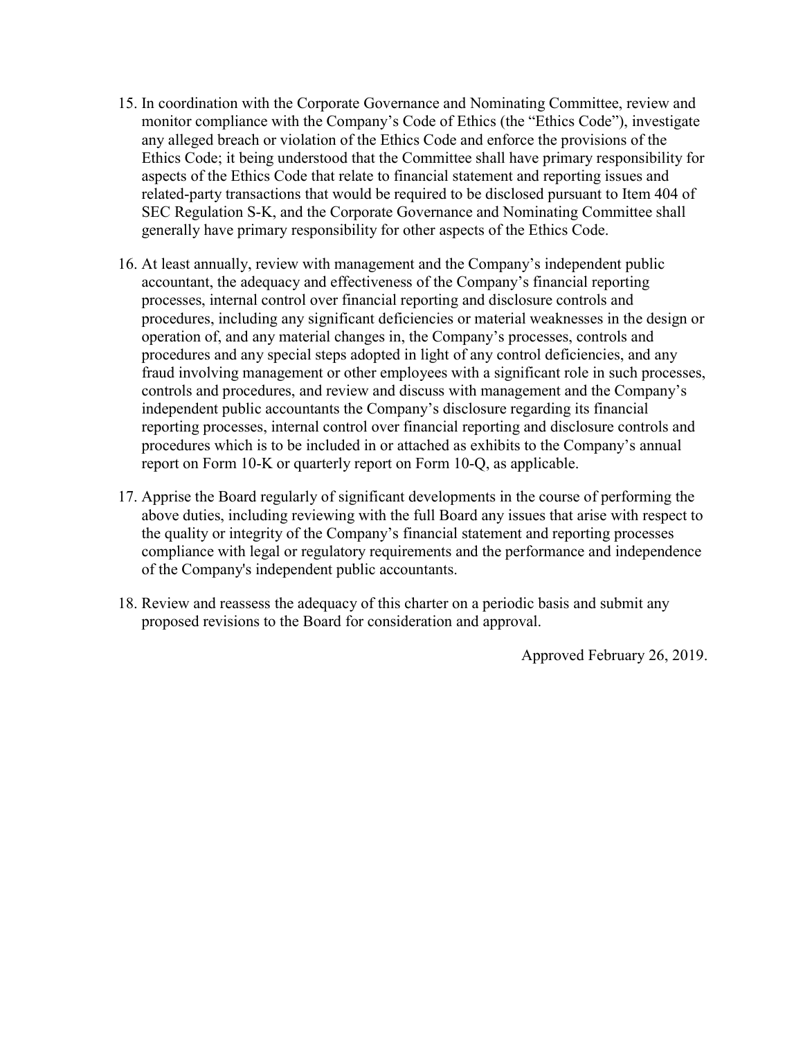15. In coordination with the Corporate Governance and Nominating Committee, review and monitor compliance with the Company's Code of Ethics (the "Ethics Code"), investigate any alleged breach or violation of the Ethics Code and enforce the provisions of the Ethics Code; it being understood that the Committee shall have primary responsibility for aspects of the Ethics Code that relate to financial statement and reporting issues and related-party transactions that would be required to be disclosed pursuant to Item 404 of SEC Regulation S-K, and the Corporate Governance and Nominating Committee shall generally have primary responsibility for other aspects of the Ethics Code.

16. At least annually, review with management and the Company's independent public accountant, the adequacy and effectiveness of the Company's financial reporting processes, internal control over financial reporting and disclosure controls and procedures, including any significant deficiencies or material weaknesses in the design or operation of, and any material changes in, the Company's processes, controls and procedures and any special steps adopted in light of any control deficiencies, and any fraud involving management or other employees with a significant role in such processes, controls and procedures, and review and discuss with management and the Company's independent public accountants the Company's disclosure regarding its financial reporting processes, internal control over financial reporting and disclosure controls and procedures which is to be included in or attached as exhibits to the Company's annual report on Form 10-K or quarterly report on Form 10-Q, as applicable.

17. Apprise the Board regularly of significant developments in the course of performing the above duties, including reviewing with the full Board any issues that arise with respect to the quality or integrity of the Company's financial statement and reporting processes compliance with legal or regulatory requirements and the performance and independence of the Company's independent public accountants.

18. Review and reassess the adequacy of this charter on a periodic basis and submit any proposed revisions to the Board for consideration and approval.

Approved February 26, 2019.